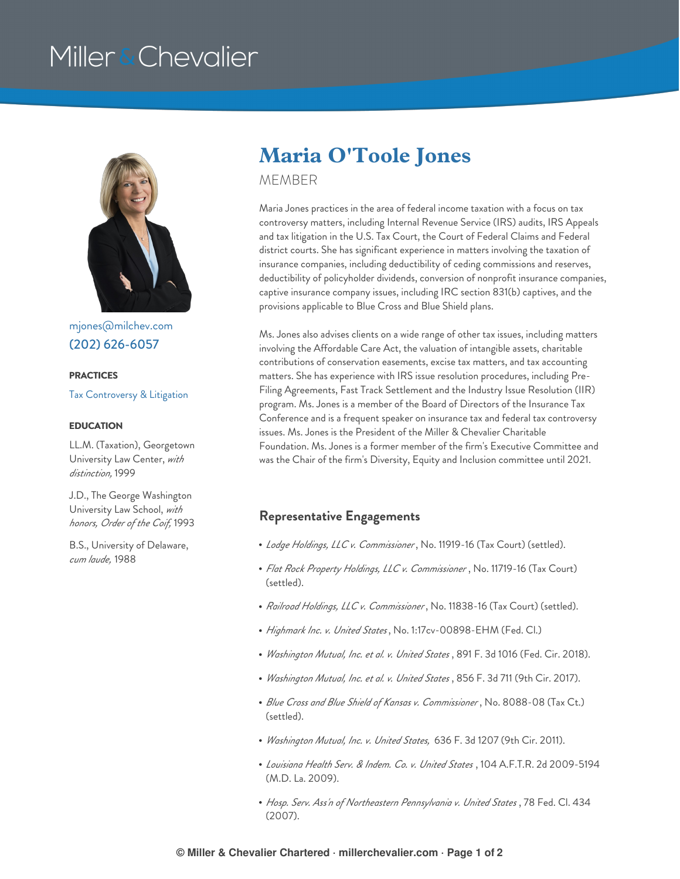Miller & Chevalier

# Maria O'Toole Jones

MEMBER

mjones@milchev.com
(202) 626-6057

**PRACTICES**

Tax Controversy & Litigation

**EDUCATION**

LL.M. (Taxation), Georgetown University Law Center, *with distinction,* 1999

J.D., The George Washington University Law School, *with honors, Order of the Coif,* 1993

B.S., University of Delaware, *cum laude,* 1988

Maria Jones practices in the area of federal income taxation with a focus on tax controversy matters, including Internal Revenue Service (IRS) audits, IRS Appeals and tax litigation in the U.S. Tax Court, the Court of Federal Claims and Federal district courts. She has significant experience in matters involving the taxation of insurance companies, including deductibility of ceding commissions and reserves, deductibility of policyholder dividends, conversion of nonprofit insurance companies, captive insurance company issues, including IRC section 831(b) captives, and the provisions applicable to Blue Cross and Blue Shield plans.

Ms. Jones also advises clients on a wide range of other tax issues, including matters involving the Affordable Care Act, the valuation of intangible assets, charitable contributions of conservation easements, excise tax matters, and tax accounting matters. She has experience with IRS issue resolution procedures, including Pre-Filing Agreements, Fast Track Settlement and the Industry Issue Resolution (IIR) program. Ms. Jones is a member of the Board of Directors of the Insurance Tax Conference and is a frequent speaker on insurance tax and federal tax controversy issues. Ms. Jones is the President of the Miller & Chevalier Charitable Foundation. Ms. Jones is a former member of the firm's Executive Committee and was the Chair of the firm's Diversity, Equity and Inclusion committee until 2021.

## Representative Engagements

- *Lodge Holdings, LLC v. Commissioner* , No. 11919-16 (Tax Court) (settled).
- *Flat Rock Property Holdings, LLC v. Commissioner* , No. 11719-16 (Tax Court) (settled).
- *Railroad Holdings, LLC v. Commissioner* , No. 11838-16 (Tax Court) (settled).
- *Highmark Inc. v. United States* , No. 1:17cv-00898-EHM (Fed. Cl.)
- *Washington Mutual, Inc. et al. v. United States* , 891 F. 3d 1016 (Fed. Cir. 2018).
- *Washington Mutual, Inc. et al. v. United States* , 856 F. 3d 711 (9th Cir. 2017).
- *Blue Cross and Blue Shield of Kansas v. Commissioner* , No. 8088-08 (Tax Ct.) (settled).
- *Washington Mutual, Inc. v. United States,* 636 F. 3d 1207 (9th Cir. 2011).
- *Louisiana Health Serv. & Indem. Co. v. United States* , 104 A.F.T.R. 2d 2009-5194 (M.D. La. 2009).
- *Hosp. Serv. Ass'n of Northeastern Pennsylvania v. United States* , 78 Fed. Cl. 434 (2007).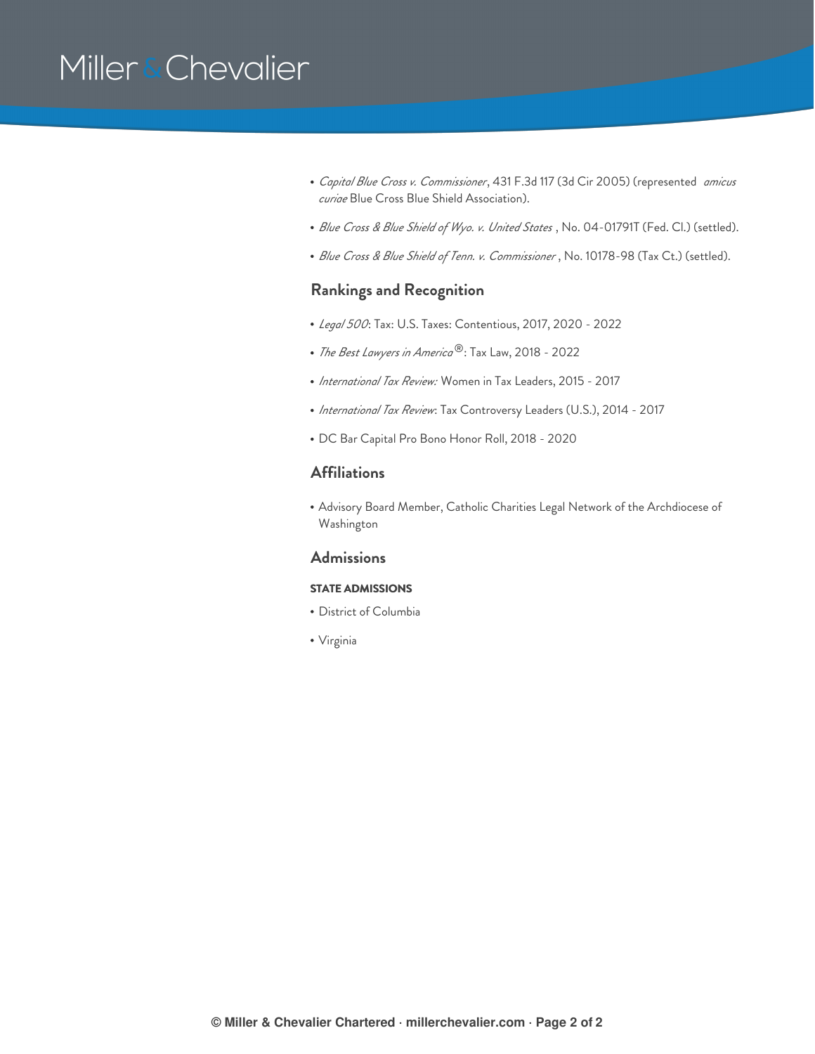- *Capital Blue Cross v. Commissioner*, 431 F.3d 117 (3d Cir 2005) (represented *amicus curiae* Blue Cross Blue Shield Association).
- *Blue Cross & Blue Shield of Wyo. v. United States*, No. 04-01791T (Fed. Cl.) (settled).
- *Blue Cross & Blue Shield of Tenn. v. Commissioner*, No. 10178-98 (Tax Ct.) (settled).

## Rankings and Recognition

- *Legal 500*: Tax: U.S. Taxes: Contentious, 2017, 2020 - 2022
- *The Best Lawyers in America®*: Tax Law, 2018 - 2022
- *International Tax Review:* Women in Tax Leaders, 2015 - 2017
- *International Tax Review*: Tax Controversy Leaders (U.S.), 2014 - 2017
- DC Bar Capital Pro Bono Honor Roll, 2018 - 2020

## Affiliations

- Advisory Board Member, Catholic Charities Legal Network of the Archdiocese of Washington

## Admissions

### STATE ADMISSIONS

- District of Columbia
- Virginia